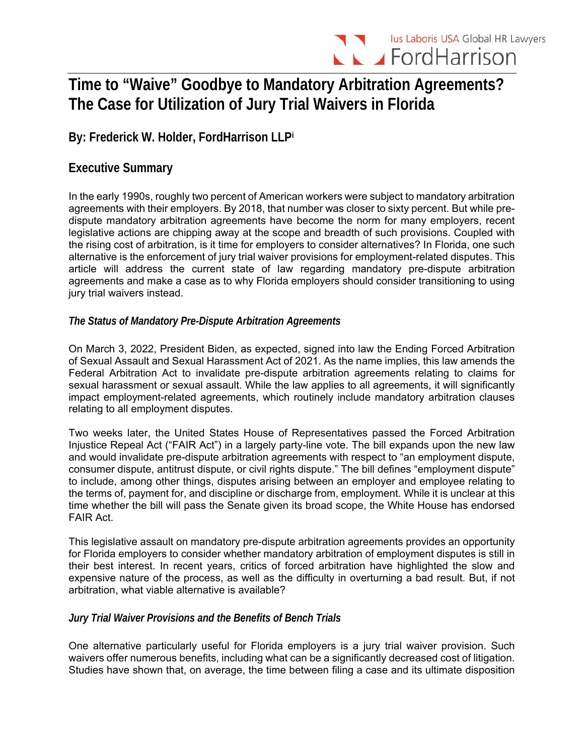# Time to "Waive" Goodbye to Mandatory Arbitration Agreements? The Case for Utilization of Jury Trial Waivers in Florida

## By: Frederick W. Holder, FordHarrison LLP[i]

## Executive Summary

In the early 1990s, roughly two percent of American workers were subject to mandatory arbitration agreements with their employers. By 2018, that number was closer to sixty percent. But while pre-dispute mandatory arbitration agreements have become the norm for many employers, recent legislative actions are chipping away at the scope and breadth of such provisions. Coupled with the rising cost of arbitration, is it time for employers to consider alternatives? In Florida, one such alternative is the enforcement of jury trial waiver provisions for employment-related disputes. This article will address the current state of law regarding mandatory pre-dispute arbitration agreements and make a case as to why Florida employers should consider transitioning to using jury trial waivers instead.

### *The Status of Mandatory Pre-Dispute Arbitration Agreements*

On March 3, 2022, President Biden, as expected, signed into law the Ending Forced Arbitration of Sexual Assault and Sexual Harassment Act of 2021. As the name implies, this law amends the Federal Arbitration Act to invalidate pre-dispute arbitration agreements relating to claims for sexual harassment or sexual assault. While the law applies to all agreements, it will significantly impact employment-related agreements, which routinely include mandatory arbitration clauses relating to all employment disputes.

Two weeks later, the United States House of Representatives passed the Forced Arbitration Injustice Repeal Act ("FAIR Act") in a largely party-line vote. The bill expands upon the new law and would invalidate pre-dispute arbitration agreements with respect to "an employment dispute, consumer dispute, antitrust dispute, or civil rights dispute." The bill defines "employment dispute" to include, among other things, disputes arising between an employer and employee relating to the terms of, payment for, and discipline or discharge from, employment. While it is unclear at this time whether the bill will pass the Senate given its broad scope, the White House has endorsed FAIR Act.

This legislative assault on mandatory pre-dispute arbitration agreements provides an opportunity for Florida employers to consider whether mandatory arbitration of employment disputes is still in their best interest. In recent years, critics of forced arbitration have highlighted the slow and expensive nature of the process, as well as the difficulty in overturning a bad result. But, if not arbitration, what viable alternative is available?

### *Jury Trial Waiver Provisions and the Benefits of Bench Trials*

One alternative particularly useful for Florida employers is a jury trial waiver provision. Such waivers offer numerous benefits, including what can be a significantly decreased cost of litigation. Studies have shown that, on average, the time between filing a case and its ultimate disposition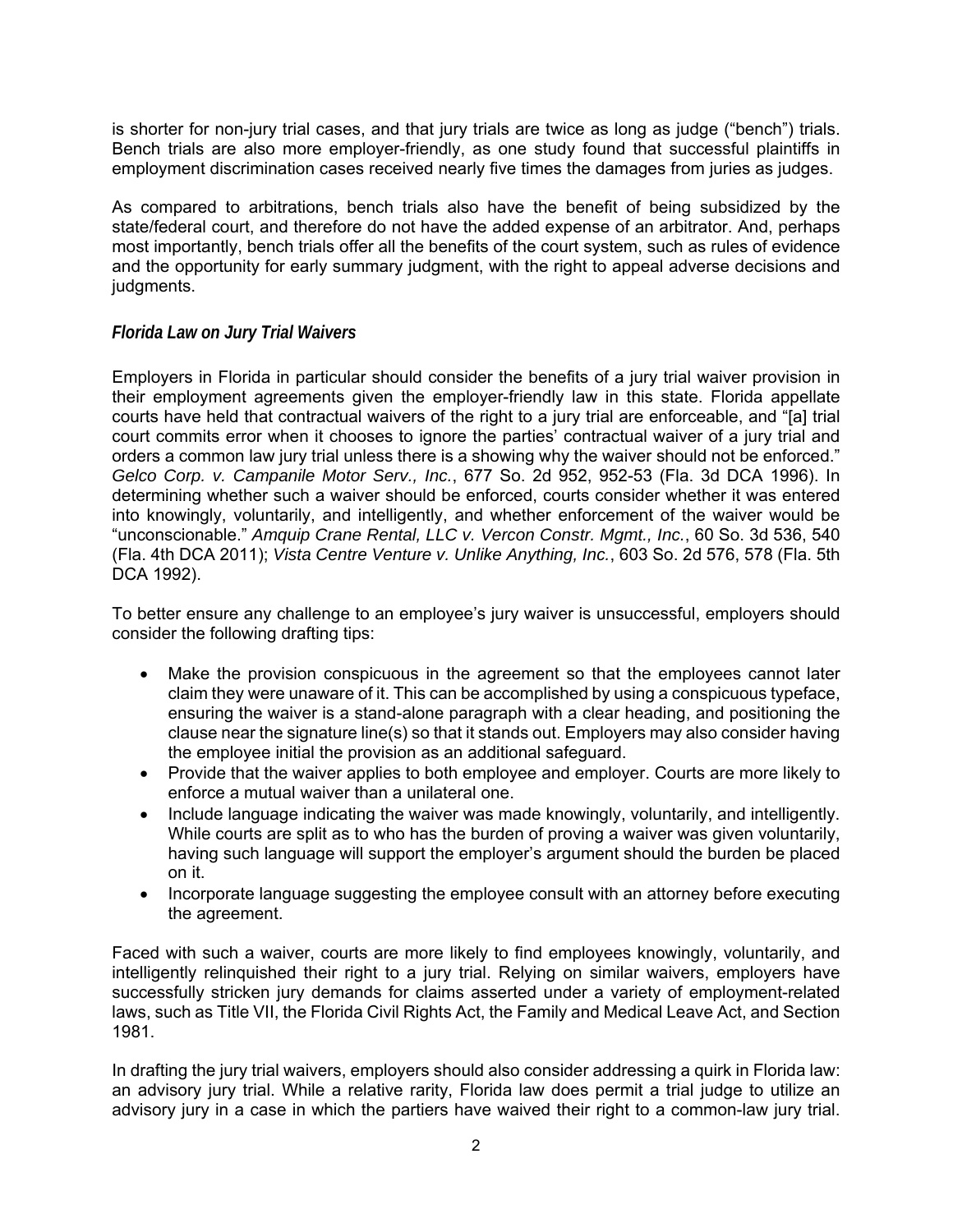is shorter for non-jury trial cases, and that jury trials are twice as long as judge ("bench") trials. Bench trials are also more employer-friendly, as one study found that successful plaintiffs in employment discrimination cases received nearly five times the damages from juries as judges.

As compared to arbitrations, bench trials also have the benefit of being subsidized by the state/federal court, and therefore do not have the added expense of an arbitrator. And, perhaps most importantly, bench trials offer all the benefits of the court system, such as rules of evidence and the opportunity for early summary judgment, with the right to appeal adverse decisions and judgments.

### *Florida Law on Jury Trial Waivers*

Employers in Florida in particular should consider the benefits of a jury trial waiver provision in their employment agreements given the employer-friendly law in this state. Florida appellate courts have held that contractual waivers of the right to a jury trial are enforceable, and "[a] trial court commits error when it chooses to ignore the parties' contractual waiver of a jury trial and orders a common law jury trial unless there is a showing why the waiver should not be enforced." *Gelco Corp. v. Campanile Motor Serv., Inc.*, 677 So. 2d 952, 952-53 (Fla. 3d DCA 1996). In determining whether such a waiver should be enforced, courts consider whether it was entered into knowingly, voluntarily, and intelligently, and whether enforcement of the waiver would be "unconscionable." *Amquip Crane Rental, LLC v. Vercon Constr. Mgmt., Inc.*, 60 So. 3d 536, 540 (Fla. 4th DCA 2011); *Vista Centre Venture v. Unlike Anything, Inc.*, 603 So. 2d 576, 578 (Fla. 5th DCA 1992).

To better ensure any challenge to an employee's jury waiver is unsuccessful, employers should consider the following drafting tips:

- Make the provision conspicuous in the agreement so that the employees cannot later claim they were unaware of it. This can be accomplished by using a conspicuous typeface, ensuring the waiver is a stand-alone paragraph with a clear heading, and positioning the clause near the signature line(s) so that it stands out. Employers may also consider having the employee initial the provision as an additional safeguard.
- Provide that the waiver applies to both employee and employer. Courts are more likely to enforce a mutual waiver than a unilateral one.
- Include language indicating the waiver was made knowingly, voluntarily, and intelligently. While courts are split as to who has the burden of proving a waiver was given voluntarily, having such language will support the employer's argument should the burden be placed on it.
- Incorporate language suggesting the employee consult with an attorney before executing the agreement.

Faced with such a waiver, courts are more likely to find employees knowingly, voluntarily, and intelligently relinquished their right to a jury trial. Relying on similar waivers, employers have successfully stricken jury demands for claims asserted under a variety of employment-related laws, such as Title VII, the Florida Civil Rights Act, the Family and Medical Leave Act, and Section 1981.

In drafting the jury trial waivers, employers should also consider addressing a quirk in Florida law: an advisory jury trial. While a relative rarity, Florida law does permit a trial judge to utilize an advisory jury in a case in which the partiers have waived their right to a common-law jury trial.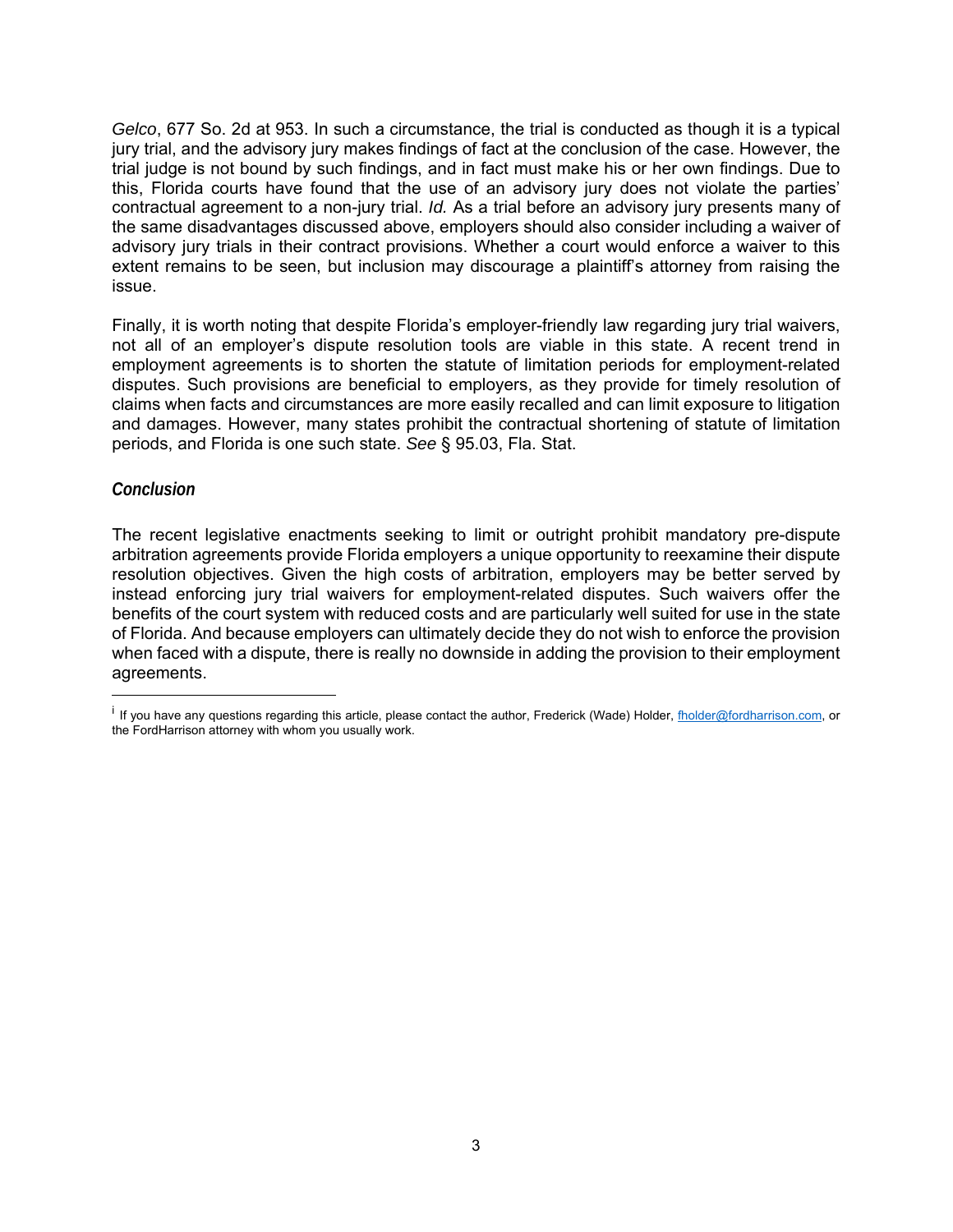*Gelco*, 677 So. 2d at 953. In such a circumstance, the trial is conducted as though it is a typical jury trial, and the advisory jury makes findings of fact at the conclusion of the case. However, the trial judge is not bound by such findings, and in fact must make his or her own findings. Due to this, Florida courts have found that the use of an advisory jury does not violate the parties' contractual agreement to a non-jury trial. *Id.* As a trial before an advisory jury presents many of the same disadvantages discussed above, employers should also consider including a waiver of advisory jury trials in their contract provisions. Whether a court would enforce a waiver to this extent remains to be seen, but inclusion may discourage a plaintiff's attorney from raising the issue.

Finally, it is worth noting that despite Florida's employer-friendly law regarding jury trial waivers, not all of an employer's dispute resolution tools are viable in this state. A recent trend in employment agreements is to shorten the statute of limitation periods for employment-related disputes. Such provisions are beneficial to employers, as they provide for timely resolution of claims when facts and circumstances are more easily recalled and can limit exposure to litigation and damages. However, many states prohibit the contractual shortening of statute of limitation periods, and Florida is one such state. *See* § 95.03, Fla. Stat.

### *Conclusion*

The recent legislative enactments seeking to limit or outright prohibit mandatory pre-dispute arbitration agreements provide Florida employers a unique opportunity to reexamine their dispute resolution objectives. Given the high costs of arbitration, employers may be better served by instead enforcing jury trial waivers for employment-related disputes. Such waivers offer the benefits of the court system with reduced costs and are particularly well suited for use in the state of Florida. And because employers can ultimately decide they do not wish to enforce the provision when faced with a dispute, there is really no downside in adding the provision to their employment agreements.

---

[i] If you have any questions regarding this article, please contact the author, Frederick (Wade) Holder, fholder@fordharrison.com, or the FordHarrison attorney with whom you usually work.